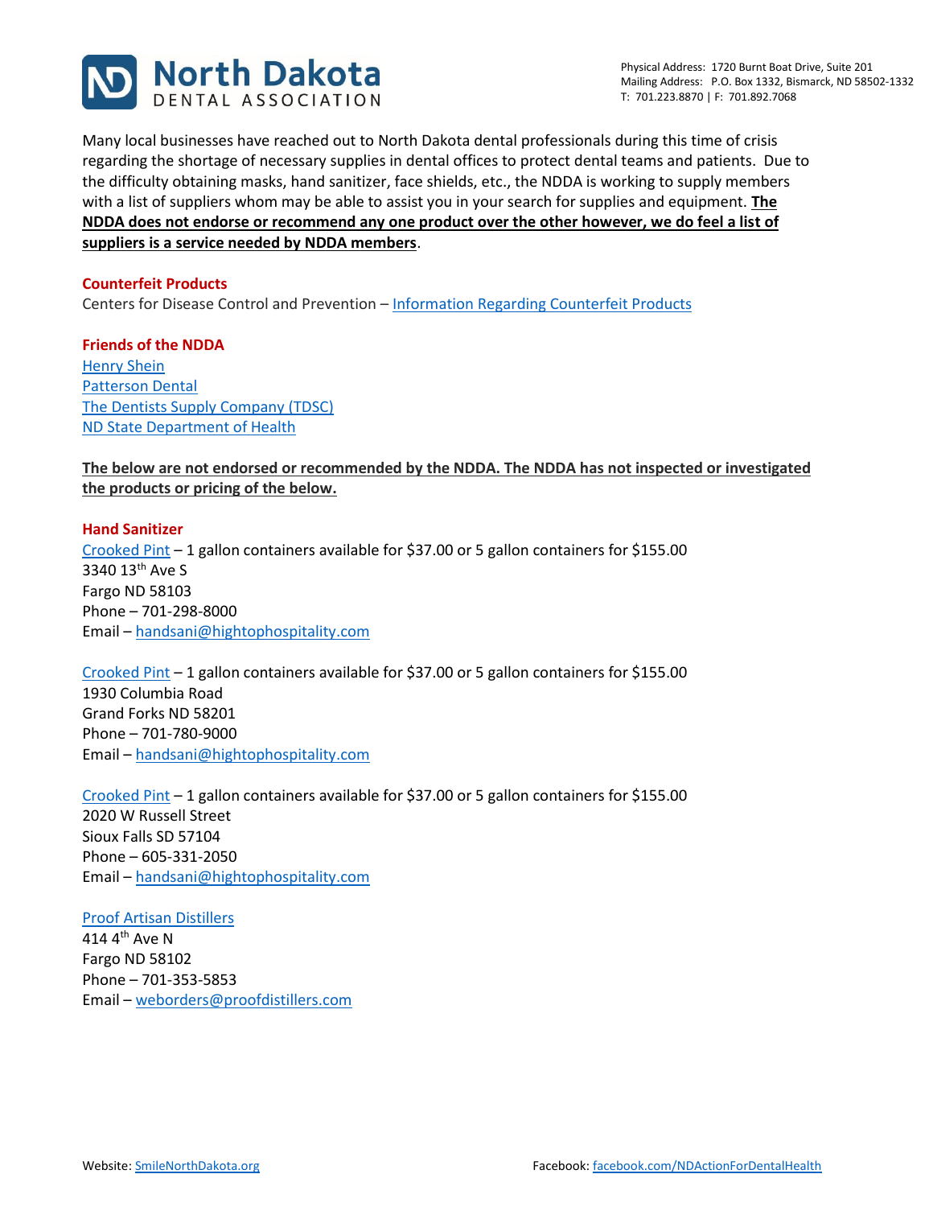# North Dakota DENTAL ASSOCIATION

Physical Address: 1720 Burnt Boat Drive, Suite 201
Mailing Address: P.O. Box 1332, Bismarck, ND 58502-1332
T: 701.223.8870 | F: 701.892.7068

Many local businesses have reached out to North Dakota dental professionals during this time of crisis regarding the shortage of necessary supplies in dental offices to protect dental teams and patients. Due to the difficulty obtaining masks, hand sanitizer, face shields, etc., the NDDA is working to supply members with a list of suppliers whom may be able to assist you in your search for supplies and equipment. **The NDDA does not endorse or recommend any one product over the other however, we do feel a list of suppliers is a service needed by NDDA members**.

## Counterfeit Products

Centers for Disease Control and Prevention – Information Regarding Counterfeit Products

## Friends of the NDDA

Henry Shein
Patterson Dental
The Dentists Supply Company (TDSC)
ND State Department of Health

**The below are not endorsed or recommended by the NDDA. The NDDA has not inspected or investigated the products or pricing of the below.**

## Hand Sanitizer

Crooked Pint – 1 gallon containers available for $37.00 or 5 gallon containers for $155.00
3340 13th Ave S
Fargo ND 58103
Phone – 701-298-8000
Email – handsani@hightophospitality.com

Crooked Pint – 1 gallon containers available for $37.00 or 5 gallon containers for $155.00
1930 Columbia Road
Grand Forks ND 58201
Phone – 701-780-9000
Email – handsani@hightophospitality.com

Crooked Pint – 1 gallon containers available for $37.00 or 5 gallon containers for $155.00
2020 W Russell Street
Sioux Falls SD 57104
Phone – 605-331-2050
Email – handsani@hightophospitality.com

Proof Artisan Distillers
414 4th Ave N
Fargo ND 58102
Phone – 701-353-5853
Email – weborders@proofdistillers.com

Website: SmileNorthDakota.org
Facebook: facebook.com/NDActionForDentalHealth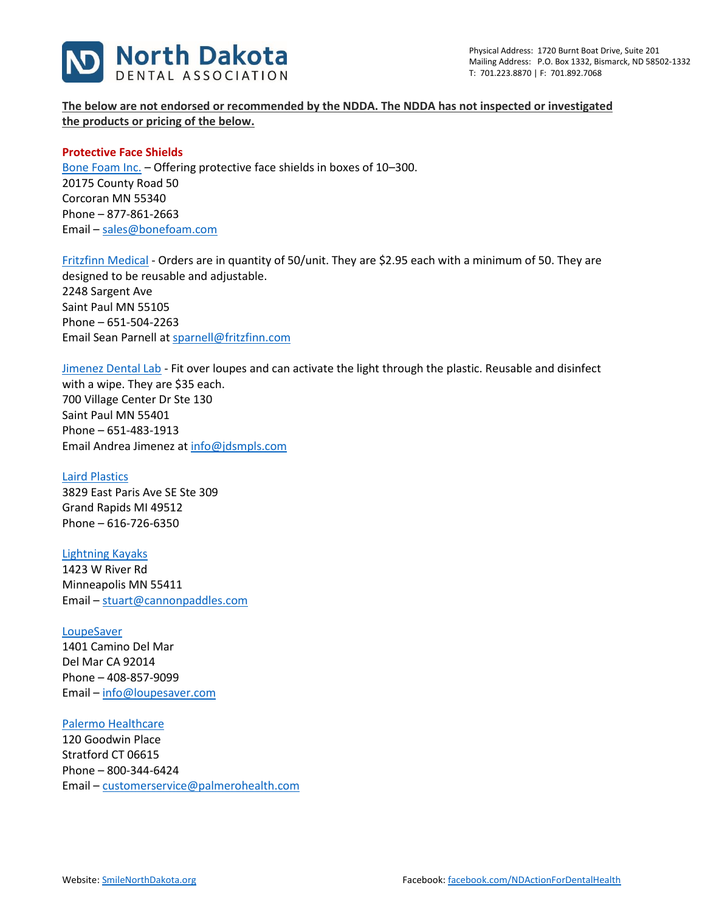**North Dakota DENTAL ASSOCIATION**

Physical Address: 1720 Burnt Boat Drive, Suite 201
Mailing Address: P.O. Box 1332, Bismarck, ND 58502-1332
T: 701.223.8870 | F: 701.892.7068

**The below are not endorsed or recommended by the NDDA. The NDDA has not inspected or investigated the products or pricing of the below.**

## Protective Face Shields

Bone Foam Inc. – Offering protective face shields in boxes of 10–300.
20175 County Road 50
Corcoran MN 55340
Phone – 877-861-2663
Email – sales@bonefoam.com

Fritzfinn Medical - Orders are in quantity of 50/unit. They are $2.95 each with a minimum of 50. They are designed to be reusable and adjustable.
2248 Sargent Ave
Saint Paul MN 55105
Phone – 651-504-2263
Email Sean Parnell at sparnell@fritzfinn.com

Jimenez Dental Lab - Fit over loupes and can activate the light through the plastic. Reusable and disinfect with a wipe. They are $35 each.
700 Village Center Dr Ste 130
Saint Paul MN 55401
Phone – 651-483-1913
Email Andrea Jimenez at info@jdsmpls.com

Laird Plastics
3829 East Paris Ave SE Ste 309
Grand Rapids MI 49512
Phone – 616-726-6350

Lightning Kayaks
1423 W River Rd
Minneapolis MN 55411
Email – stuart@cannonpaddles.com

LoupeSaver
1401 Camino Del Mar
Del Mar CA 92014
Phone – 408-857-9099
Email – info@loupesaver.com

Palermo Healthcare
120 Goodwin Place
Stratford CT 06615
Phone – 800-344-6424
Email – customerservice@palmerohealth.com

Website: SmileNorthDakota.org
Facebook: facebook.com/NDActionForDentalHealth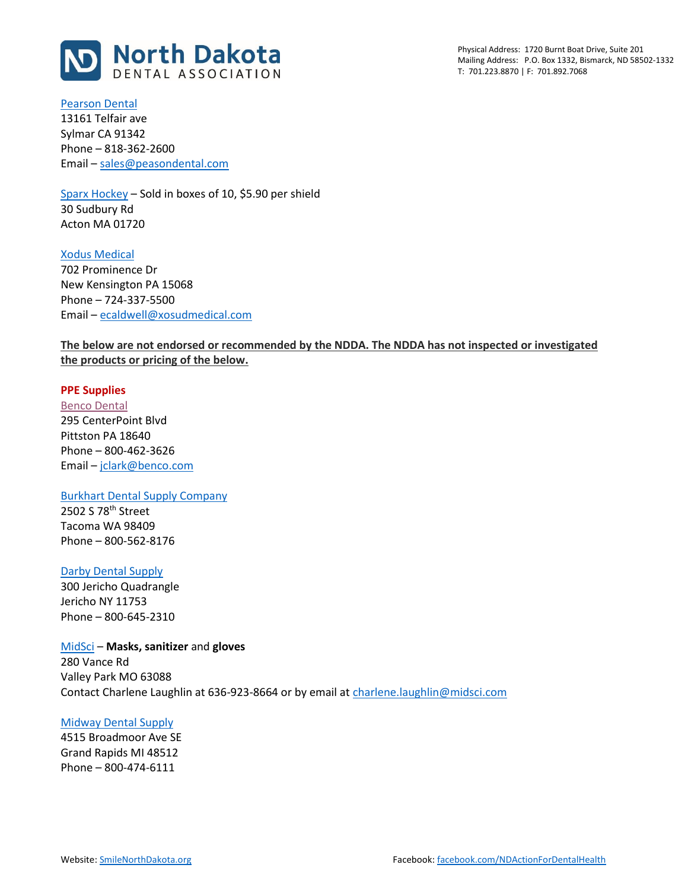[Pearson Dental](#)
13161 Telfair ave
Sylmar CA 91342
Phone – 818-362-2600
Email – sales@peasondental.com

[Sparx Hockey](#) – Sold in boxes of 10, $5.90 per shield
30 Sudbury Rd
Acton MA 01720

[Xodus Medical](#)
702 Prominence Dr
New Kensington PA 15068
Phone – 724-337-5500
Email – ecaldwell@xosudmedical.com

**The below are not endorsed or recommended by the NDDA. The NDDA has not inspected or investigated the products or pricing of the below.**

**PPE Supplies**

[Benco Dental](#)
295 CenterPoint Blvd
Pittston PA 18640
Phone – 800-462-3626
Email – jclark@benco.com

[Burkhart Dental Supply Company](#)
2502 S 78th Street
Tacoma WA 98409
Phone – 800-562-8176

[Darby Dental Supply](#)
300 Jericho Quadrangle
Jericho NY 11753
Phone – 800-645-2310

[MidSci](#) – **Masks, sanitizer** and **gloves**
280 Vance Rd
Valley Park MO 63088
Contact Charlene Laughlin at 636-923-8664 or by email at charlene.laughlin@midsci.com

[Midway Dental Supply](#)
4515 Broadmoor Ave SE
Grand Rapids MI 48512
Phone – 800-474-6111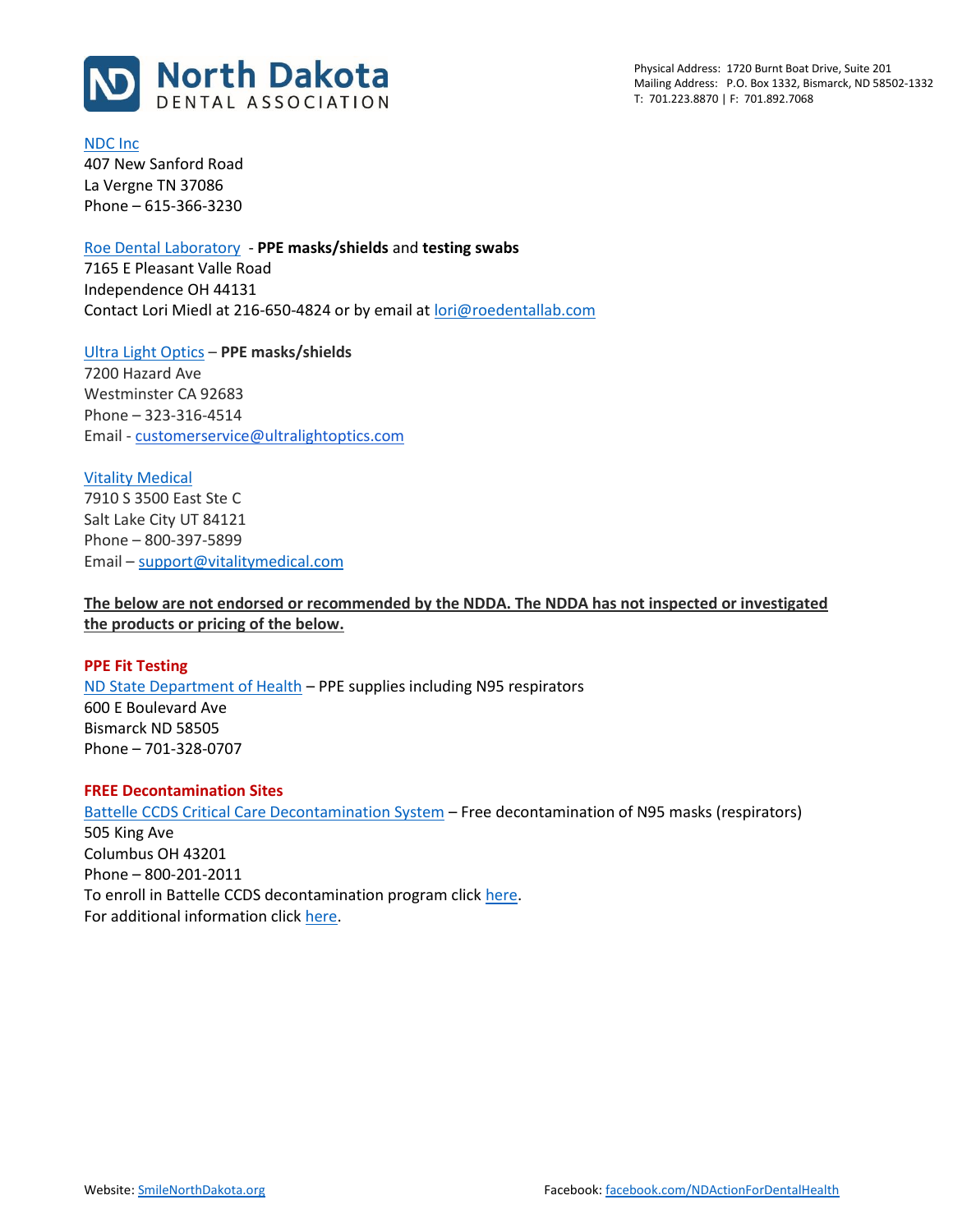NDC Inc
407 New Sanford Road
La Vergne TN 37086
Phone – 615-366-3230

Roe Dental Laboratory - **PPE masks/shields** and **testing swabs**
7165 E Pleasant Valle Road
Independence OH 44131
Contact Lori Miedl at 216-650-4824 or by email at lori@roedentallab.com

Ultra Light Optics – **PPE masks/shields**
7200 Hazard Ave
Westminster CA 92683
Phone – 323-316-4514
Email - customerservice@ultralightoptics.com

Vitality Medical
7910 S 3500 East Ste C
Salt Lake City UT 84121
Phone – 800-397-5899
Email – support@vitalitymedical.com

**The below are not endorsed or recommended by the NDDA. The NDDA has not inspected or investigated the products or pricing of the below.**

**PPE Fit Testing**

ND State Department of Health – PPE supplies including N95 respirators
600 E Boulevard Ave
Bismarck ND 58505
Phone – 701-328-0707

**FREE Decontamination Sites**

Battelle CCDS Critical Care Decontamination System – Free decontamination of N95 masks (respirators)
505 King Ave
Columbus OH 43201
Phone – 800-201-2011
To enroll in Battelle CCDS decontamination program click here.
For additional information click here.